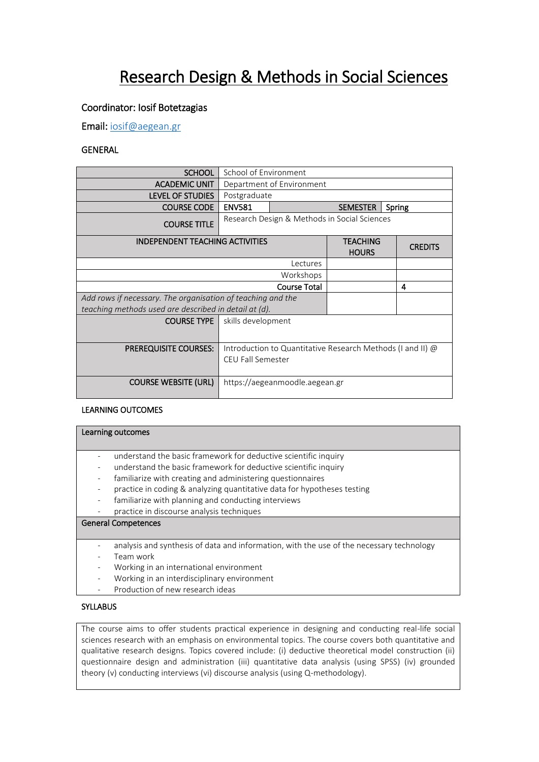# Research Design & Methods in Social Sciences

Coordinator: Iosif Botetzagias

Email: iosif@aegean.gr

GENERAL

| | | | |
|---|---|---|---|
| SCHOOL | School of Environment | | |
| ACADEMIC UNIT | Department of Environment | | |
| LEVEL OF STUDIES | Postgraduate | | |
| COURSE CODE | ENV581 | SEMESTER | Spring |
| COURSE TITLE | Research Design & Methods in Social Sciences | | |

| INDEPENDENT TEACHING ACTIVITIES | TEACHING HOURS | CREDITS |
|---|---|---|
| Lectures | | |
| Workshops | | |
| Course Total | | 4 |
| *Add rows if necessary. The organisation of teaching and the teaching methods used are described in detail at (d).* | | |

| | |
|---|---|
| COURSE TYPE | skills development |
| PREREQUISITE COURSES: | Introduction to Quantitative Research Methods (I and II) @ CEU Fall Semester |
| COURSE WEBSITE (URL) | https://aegeanmoodle.aegean.gr |

LEARNING OUTCOMES

**Learning outcomes**

- understand the basic framework for deductive scientific inquiry
- understand the basic framework for deductive scientific inquiry
- familiarize with creating and administering questionnaires
- practice in coding & analyzing quantitative data for hypotheses testing
- familiarize with planning and conducting interviews
- practice in discourse analysis techniques

**General Competences**

- analysis and synthesis of data and information, with the use of the necessary technology
- Team work
- Working in an international environment
- Working in an interdisciplinary environment
- Production of new research ideas

SYLLABUS

The course aims to offer students practical experience in designing and conducting real-life social sciences research with an emphasis on environmental topics. The course covers both quantitative and qualitative research designs. Topics covered include: (i) deductive theoretical model construction (ii) questionnaire design and administration (iii) quantitative data analysis (using SPSS) (iv) grounded theory (v) conducting interviews (vi) discourse analysis (using Q-methodology).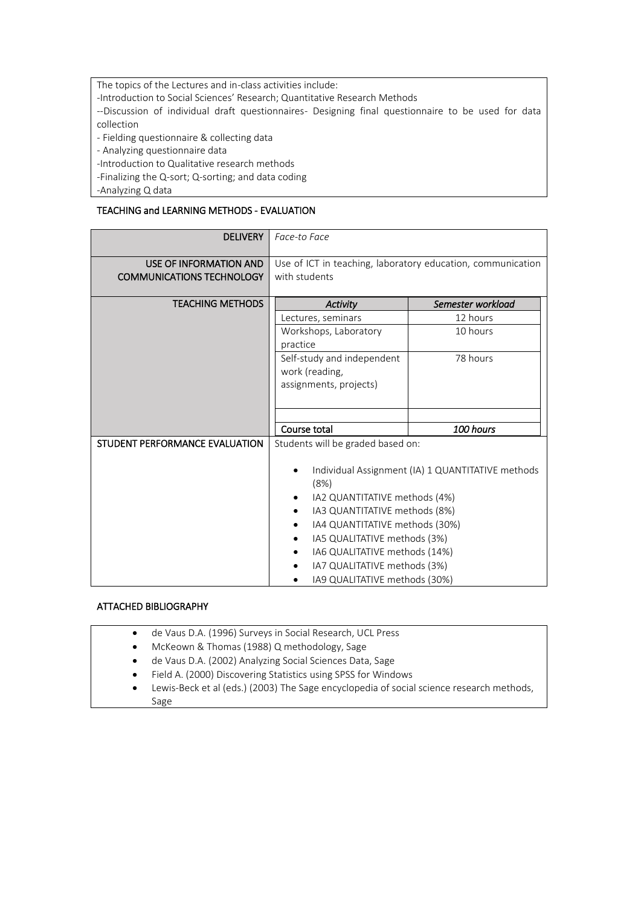The topics of the Lectures and in-class activities include:
-Introduction to Social Sciences' Research; Quantitative Research Methods
--Discussion of individual draft questionnaires- Designing final questionnaire to be used for data collection
- Fielding questionnaire & collecting data
- Analyzing questionnaire data
-Introduction to Qualitative research methods
-Finalizing the Q-sort; Q-sorting; and data coding
-Analyzing Q data

## TEACHING and LEARNING METHODS - EVALUATION

| | | |
|---|---|---|
| DELIVERY | *Face-to Face* | |
| USE OF INFORMATION AND COMMUNICATIONS TECHNOLOGY | Use of ICT in teaching, laboratory education, communication with students | |
| TEACHING METHODS | ***Activity*** | ***Semester workload*** |
| | Lectures, seminars | 12 hours |
| | Workshops, Laboratory practice | 10 hours |
| | Self-study and independent work (reading, assignments, projects) | 78 hours |
| | | |
| | **Course total** | ***100 hours*** |
| STUDENT PERFORMANCE EVALUATION | Students will be graded based on:<br>• Individual Assignment (IA) 1 QUANTITATIVE methods (8%)<br>• IA2 QUANTITATIVE methods (4%)<br>• IA3 QUANTITATIVE methods (8%)<br>• IA4 QUANTITATIVE methods (30%)<br>• IA5 QUALITATIVE methods (3%)<br>• IA6 QUALITATIVE methods (14%)<br>• IA7 QUALITATIVE methods (3%)<br>• IA9 QUALITATIVE methods (30%) | |

## ATTACHED BIBLIOGRAPHY

- de Vaus D.A. (1996) Surveys in Social Research, UCL Press
- McKeown & Thomas (1988) Q methodology, Sage
- de Vaus D.A. (2002) Analyzing Social Sciences Data, Sage
- Field A. (2000) Discovering Statistics using SPSS for Windows
- Lewis-Beck et al (eds.) (2003) The Sage encyclopedia of social science research methods, Sage